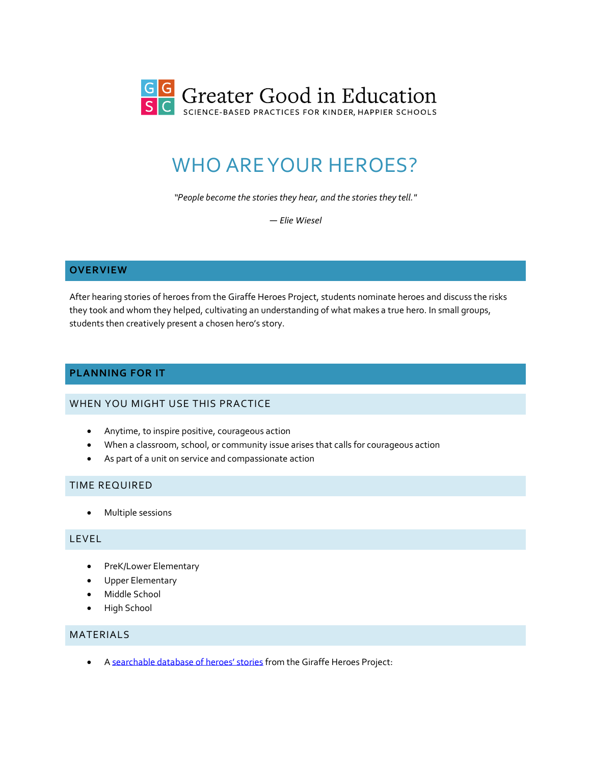Greater Good in Education

SCIENCE-BASED PRACTICES FOR KINDER, HAPPIER SCHOOLS

# WHO ARE YOUR HEROES?

*"People become the stories they hear, and the stories they tell."*

*— Elie Wiesel*

## OVERVIEW

After hearing stories of heroes from the Giraffe Heroes Project, students nominate heroes and discuss the risks they took and whom they helped, cultivating an understanding of what makes a true hero. In small groups, students then creatively present a chosen hero's story.

## PLANNING FOR IT

### WHEN YOU MIGHT USE THIS PRACTICE

- Anytime, to inspire positive, courageous action
- When a classroom, school, or community issue arises that calls for courageous action
- As part of a unit on service and compassionate action

### TIME REQUIRED

- Multiple sessions

### LEVEL

- PreK/Lower Elementary
- Upper Elementary
- Middle School
- High School

### MATERIALS

- A searchable database of heroes' stories from the Giraffe Heroes Project: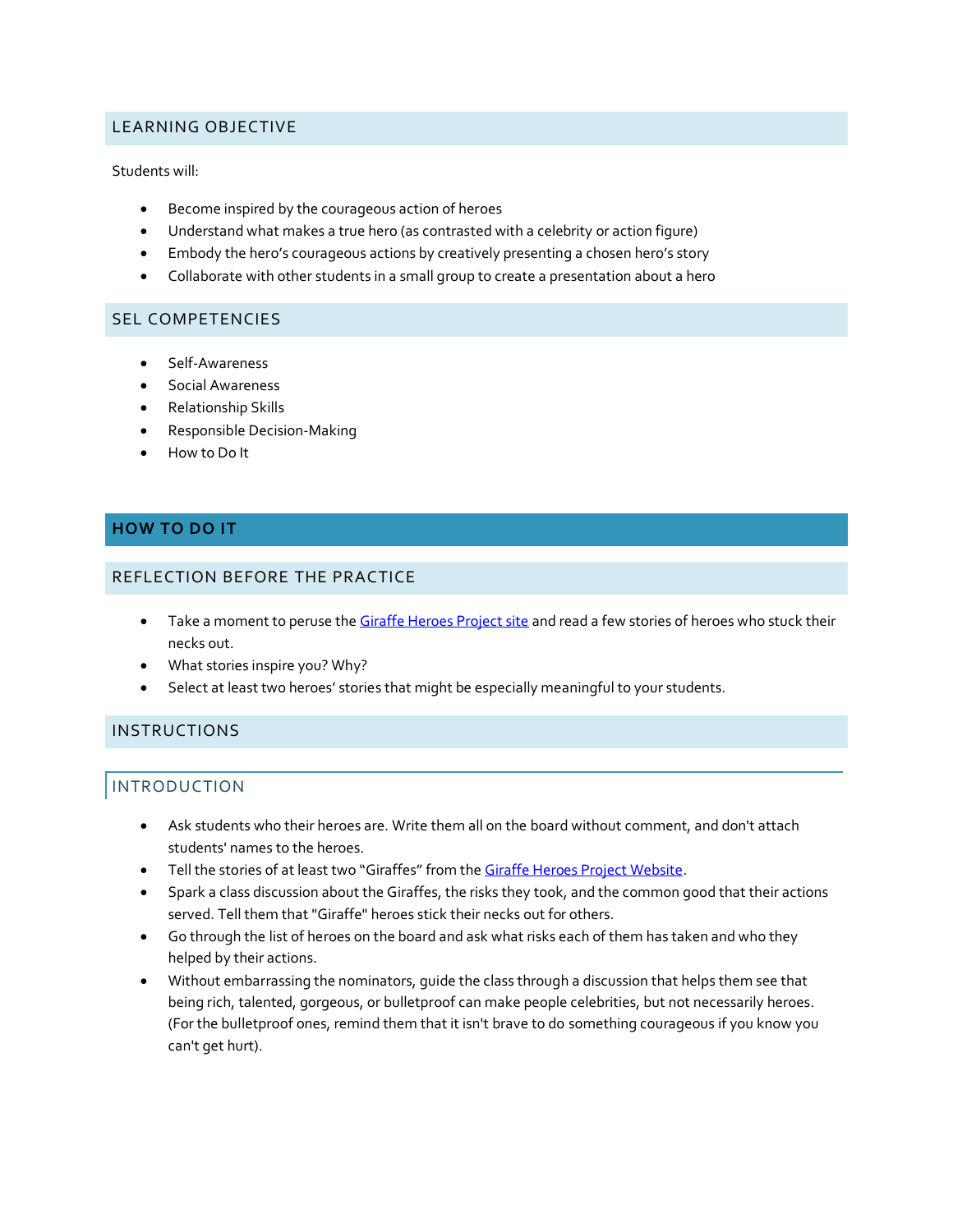## LEARNING OBJECTIVE

Students will:

- Become inspired by the courageous action of heroes
- Understand what makes a true hero (as contrasted with a celebrity or action figure)
- Embody the hero's courageous actions by creatively presenting a chosen hero's story
- Collaborate with other students in a small group to create a presentation about a hero

## SEL COMPETENCIES

- Self-Awareness
- Social Awareness
- Relationship Skills
- Responsible Decision-Making
- How to Do It

# HOW TO DO IT

## REFLECTION BEFORE THE PRACTICE

- Take a moment to peruse the [Giraffe Heroes Project site] and read a few stories of heroes who stuck their necks out.
- What stories inspire you? Why?
- Select at least two heroes' stories that might be especially meaningful to your students.

## INSTRUCTIONS

### INTRODUCTION

- Ask students who their heroes are. Write them all on the board without comment, and don't attach students' names to the heroes.
- Tell the stories of at least two "Giraffes" from the [Giraffe Heroes Project Website].
- Spark a class discussion about the Giraffes, the risks they took, and the common good that their actions served. Tell them that "Giraffe" heroes stick their necks out for others.
- Go through the list of heroes on the board and ask what risks each of them has taken and who they helped by their actions.
- Without embarrassing the nominators, guide the class through a discussion that helps them see that being rich, talented, gorgeous, or bulletproof can make people celebrities, but not necessarily heroes. (For the bulletproof ones, remind them that it isn't brave to do something courageous if you know you can't get hurt).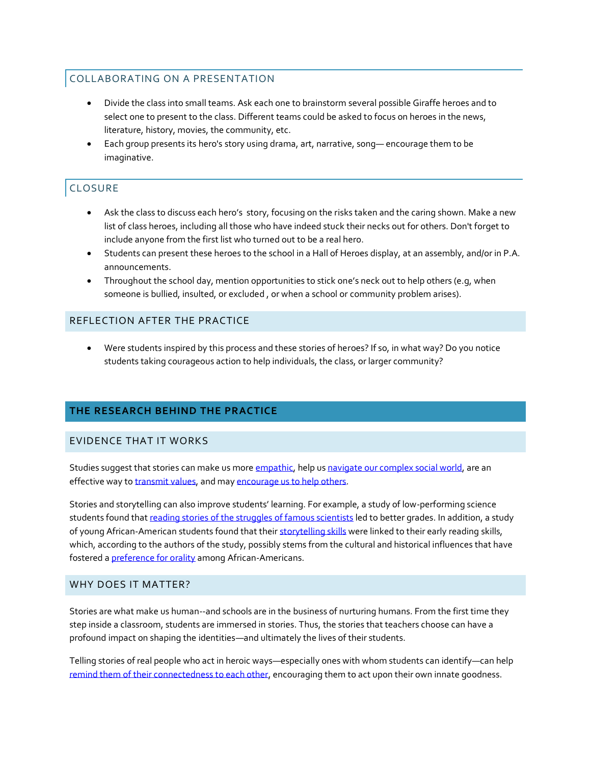## COLLABORATING ON A PRESENTATION

- Divide the class into small teams. Ask each one to brainstorm several possible Giraffe heroes and to select one to present to the class. Different teams could be asked to focus on heroes in the news, literature, history, movies, the community, etc.
- Each group presents its hero's story using drama, art, narrative, song— encourage them to be imaginative.

## CLOSURE

- Ask the class to discuss each hero's story, focusing on the risks taken and the caring shown. Make a new list of class heroes, including all those who have indeed stuck their necks out for others. Don't forget to include anyone from the first list who turned out to be a real hero.
- Students can present these heroes to the school in a Hall of Heroes display, at an assembly, and/or in P.A. announcements.
- Throughout the school day, mention opportunities to stick one's neck out to help others (e.g, when someone is bullied, insulted, or excluded , or when a school or community problem arises).

## REFLECTION AFTER THE PRACTICE

- Were students inspired by this process and these stories of heroes? If so, in what way? Do you notice students taking courageous action to help individuals, the class, or larger community?

# THE RESEARCH BEHIND THE PRACTICE

## EVIDENCE THAT IT WORKS

Studies suggest that stories can make us more empathic, help us navigate our complex social world, are an effective way to transmit values, and may encourage us to help others.

Stories and storytelling can also improve students' learning. For example, a study of low-performing science students found that reading stories of the struggles of famous scientists led to better grades. In addition, a study of young African-American students found that their storytelling skills were linked to their early reading skills, which, according to the authors of the study, possibly stems from the cultural and historical influences that have fostered a preference for orality among African-Americans.

## WHY DOES IT MATTER?

Stories are what make us human--and schools are in the business of nurturing humans. From the first time they step inside a classroom, students are immersed in stories. Thus, the stories that teachers choose can have a profound impact on shaping the identities—and ultimately the lives of their students.

Telling stories of real people who act in heroic ways—especially ones with whom students can identify—can help remind them of their connectedness to each other, encouraging them to act upon their own innate goodness.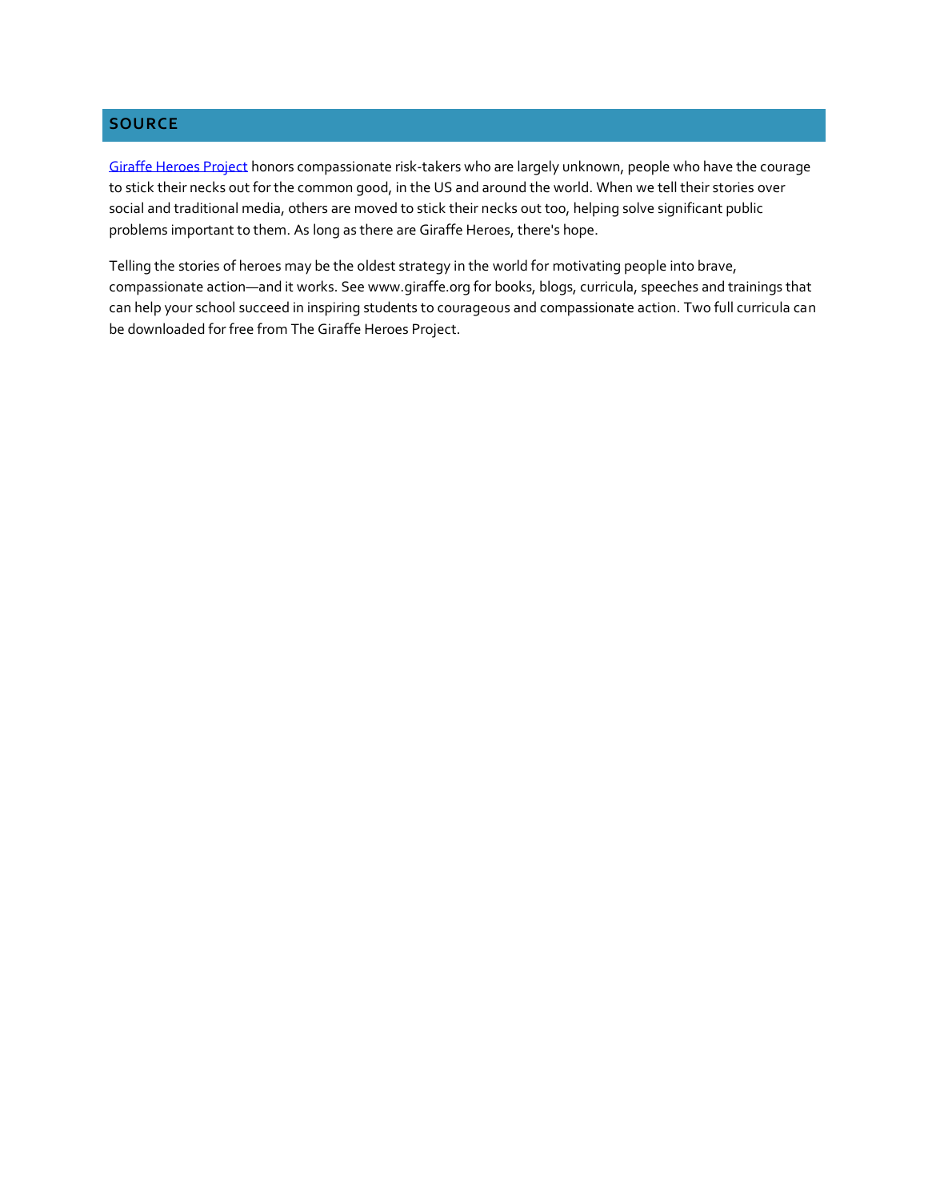## SOURCE

Giraffe Heroes Project honors compassionate risk-takers who are largely unknown, people who have the courage to stick their necks out for the common good, in the US and around the world. When we tell their stories over social and traditional media, others are moved to stick their necks out too, helping solve significant public problems important to them. As long as there are Giraffe Heroes, there's hope.

Telling the stories of heroes may be the oldest strategy in the world for motivating people into brave, compassionate action—and it works. See www.giraffe.org for books, blogs, curricula, speeches and trainings that can help your school succeed in inspiring students to courageous and compassionate action. Two full curricula can be downloaded for free from The Giraffe Heroes Project.